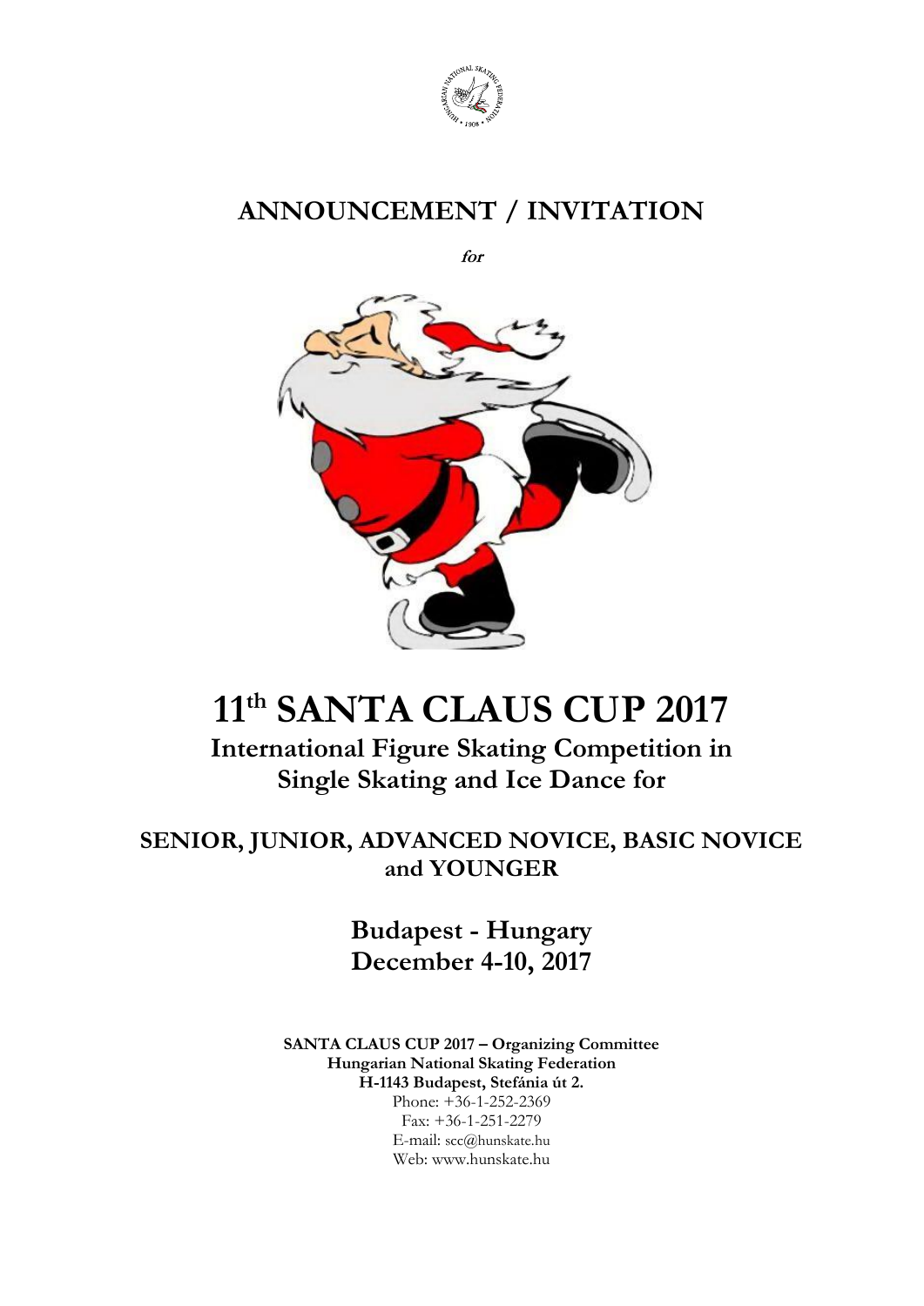# ANNOUNCEMENT / INVITATION

*for*

# 11th SANTA CLAUS CUP 2017

## International Figure Skating Competition in Single Skating and Ice Dance for

### SENIOR, JUNIOR, ADVANCED NOVICE, BASIC NOVICE and YOUNGER

### Budapest - Hungary
### December 4-10, 2017

**SANTA CLAUS CUP 2017 – Organizing Committee**
**Hungarian National Skating Federation**
**H-1143 Budapest, Stefánia út 2.**
Phone: +36-1-252-2369
Fax: +36-1-251-2279
E-mail: scc@hunskate.hu
Web: www.hunskate.hu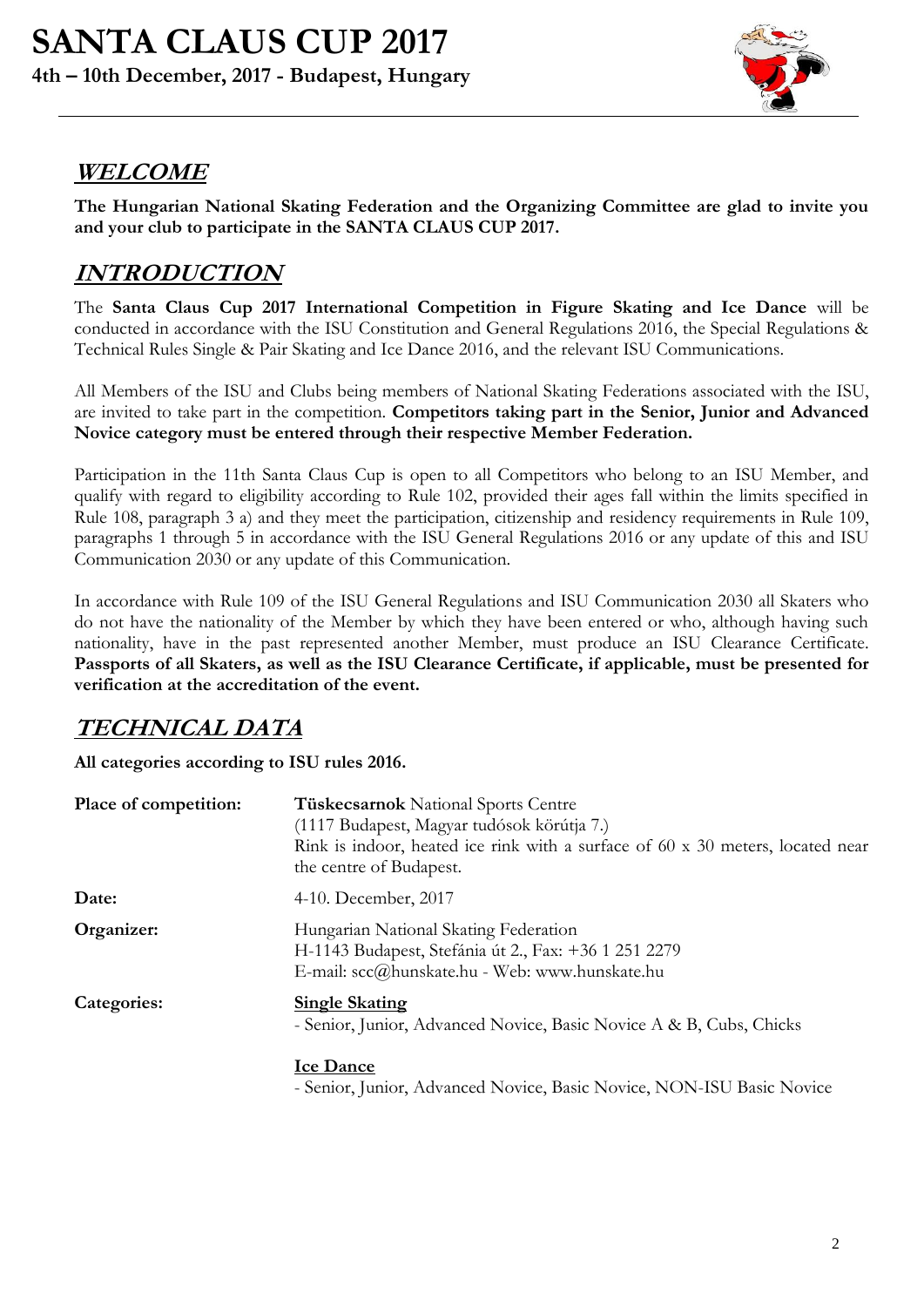# SANTA CLAUS CUP 2017

**4th – 10th December, 2017 - Budapest, Hungary**

## WELCOME

**The Hungarian National Skating Federation and the Organizing Committee are glad to invite you and your club to participate in the SANTA CLAUS CUP 2017.**

## INTRODUCTION

The **Santa Claus Cup 2017 International Competition in Figure Skating and Ice Dance** will be conducted in accordance with the ISU Constitution and General Regulations 2016, the Special Regulations & Technical Rules Single & Pair Skating and Ice Dance 2016, and the relevant ISU Communications.

All Members of the ISU and Clubs being members of National Skating Federations associated with the ISU, are invited to take part in the competition. **Competitors taking part in the Senior, Junior and Advanced Novice category must be entered through their respective Member Federation.**

Participation in the 11th Santa Claus Cup is open to all Competitors who belong to an ISU Member, and qualify with regard to eligibility according to Rule 102, provided their ages fall within the limits specified in Rule 108, paragraph 3 a) and they meet the participation, citizenship and residency requirements in Rule 109, paragraphs 1 through 5 in accordance with the ISU General Regulations 2016 or any update of this and ISU Communication 2030 or any update of this Communication.

In accordance with Rule 109 of the ISU General Regulations and ISU Communication 2030 all Skaters who do not have the nationality of the Member by which they have been entered or who, although having such nationality, have in the past represented another Member, must produce an ISU Clearance Certificate. **Passports of all Skaters, as well as the ISU Clearance Certificate, if applicable, must be presented for verification at the accreditation of the event.**

## TECHNICAL DATA

**All categories according to ISU rules 2016.**

**Place of competition:** **Tüskecsarnok** National Sports Centre
(1117 Budapest, Magyar tudósok körútja 7.)
Rink is indoor, heated ice rink with a surface of 60 x 30 meters, located near the centre of Budapest.

**Date:** 4-10. December, 2017

**Organizer:** Hungarian National Skating Federation
H-1143 Budapest, Stefánia út 2., Fax: +36 1 251 2279
E-mail: scc@hunskate.hu - Web: www.hunskate.hu

**Categories:**

**Single Skating**
- Senior, Junior, Advanced Novice, Basic Novice A & B, Cubs, Chicks

**Ice Dance**
- Senior, Junior, Advanced Novice, Basic Novice, NON-ISU Basic Novice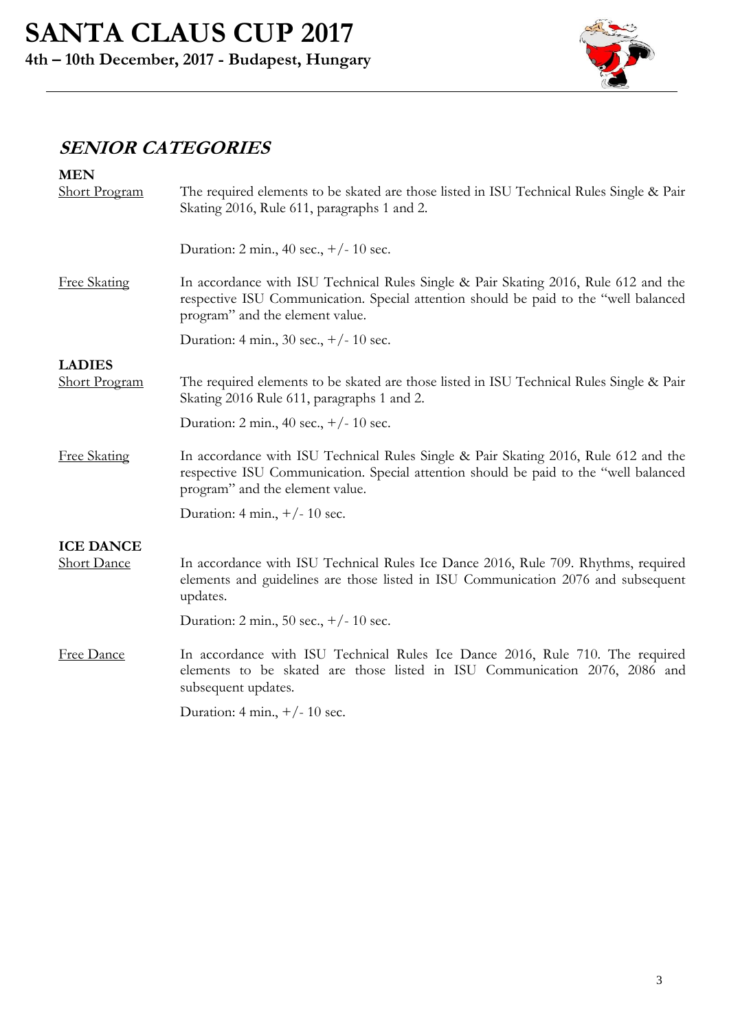## *SENIOR CATEGORIES*

**MEN**

Short Program — The required elements to be skated are those listed in ISU Technical Rules Single & Pair Skating 2016, Rule 611, paragraphs 1 and 2.

Duration: 2 min., 40 sec., +/- 10 sec.

Free Skating — In accordance with ISU Technical Rules Single & Pair Skating 2016, Rule 612 and the respective ISU Communication. Special attention should be paid to the "well balanced program" and the element value.

Duration: 4 min., 30 sec., +/- 10 sec.

**LADIES**

Short Program — The required elements to be skated are those listed in ISU Technical Rules Single & Pair Skating 2016 Rule 611, paragraphs 1 and 2.

Duration: 2 min., 40 sec., +/- 10 sec.

Free Skating — In accordance with ISU Technical Rules Single & Pair Skating 2016, Rule 612 and the respective ISU Communication. Special attention should be paid to the "well balanced program" and the element value.

Duration: 4 min., +/- 10 sec.

**ICE DANCE**

Short Dance — In accordance with ISU Technical Rules Ice Dance 2016, Rule 709. Rhythms, required elements and guidelines are those listed in ISU Communication 2076 and subsequent updates.

Duration: 2 min., 50 sec., +/- 10 sec.

Free Dance — In accordance with ISU Technical Rules Ice Dance 2016, Rule 710. The required elements to be skated are those listed in ISU Communication 2076, 2086 and subsequent updates.

Duration: 4 min., +/- 10 sec.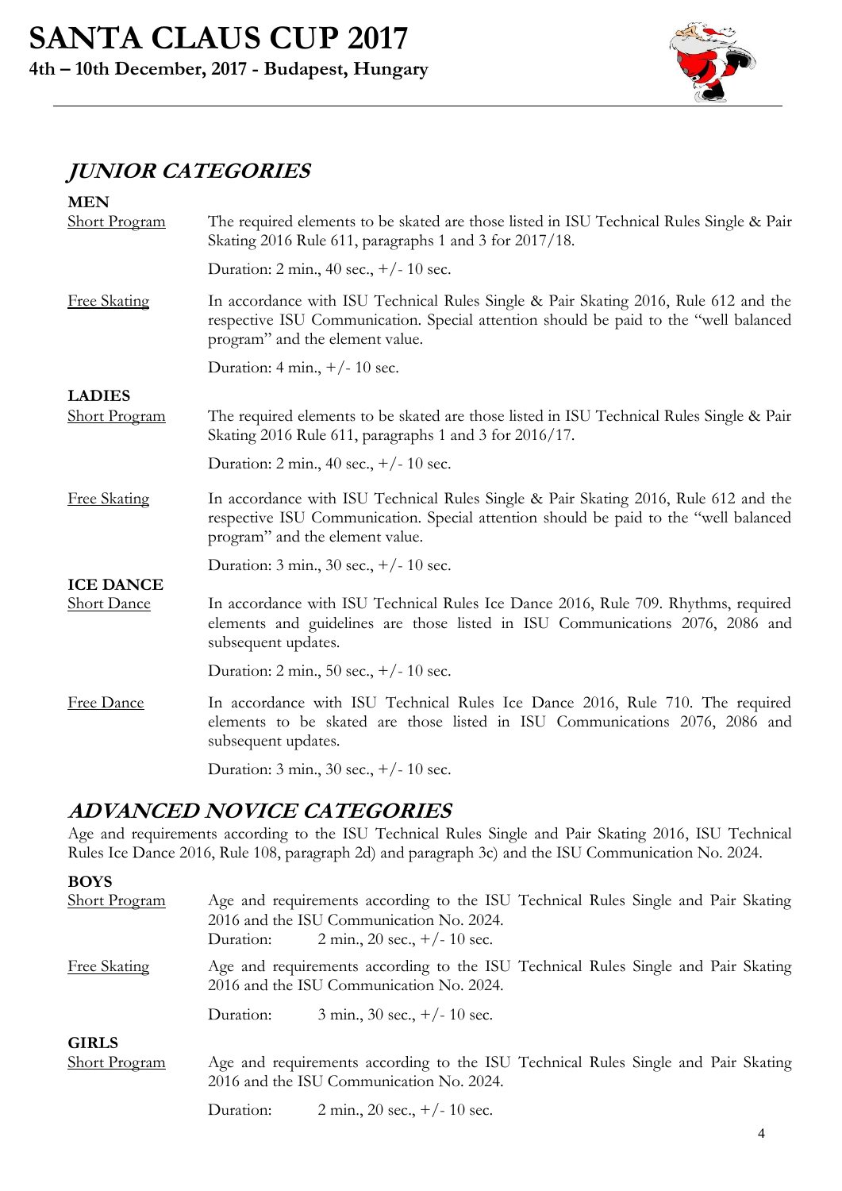## *JUNIOR CATEGORIES*

**MEN**

Short Program — The required elements to be skated are those listed in ISU Technical Rules Single & Pair Skating 2016 Rule 611, paragraphs 1 and 3 for 2017/18.

Duration: 2 min., 40 sec., +/- 10 sec.

Free Skating — In accordance with ISU Technical Rules Single & Pair Skating 2016, Rule 612 and the respective ISU Communication. Special attention should be paid to the "well balanced program" and the element value.

Duration: 4 min., +/- 10 sec.

**LADIES**

Short Program — The required elements to be skated are those listed in ISU Technical Rules Single & Pair Skating 2016 Rule 611, paragraphs 1 and 3 for 2016/17.

Duration: 2 min., 40 sec., +/- 10 sec.

Free Skating — In accordance with ISU Technical Rules Single & Pair Skating 2016, Rule 612 and the respective ISU Communication. Special attention should be paid to the "well balanced program" and the element value.

Duration: 3 min., 30 sec., +/- 10 sec.

**ICE DANCE**

Short Dance — In accordance with ISU Technical Rules Ice Dance 2016, Rule 709. Rhythms, required elements and guidelines are those listed in ISU Communications 2076, 2086 and subsequent updates.

Duration: 2 min., 50 sec., +/- 10 sec.

Free Dance — In accordance with ISU Technical Rules Ice Dance 2016, Rule 710. The required elements to be skated are those listed in ISU Communications 2076, 2086 and subsequent updates.

Duration: 3 min., 30 sec., +/- 10 sec.

## *ADVANCED NOVICE CATEGORIES*

Age and requirements according to the ISU Technical Rules Single and Pair Skating 2016, ISU Technical Rules Ice Dance 2016, Rule 108, paragraph 2d) and paragraph 3c) and the ISU Communication No. 2024.

**BOYS**

Short Program — Age and requirements according to the ISU Technical Rules Single and Pair Skating 2016 and the ISU Communication No. 2024.

Duration: 2 min., 20 sec., +/- 10 sec.

Free Skating — Age and requirements according to the ISU Technical Rules Single and Pair Skating 2016 and the ISU Communication No. 2024.

Duration: 3 min., 30 sec., +/- 10 sec.

**GIRLS**

Short Program — Age and requirements according to the ISU Technical Rules Single and Pair Skating 2016 and the ISU Communication No. 2024.

Duration: 2 min., 20 sec., +/- 10 sec.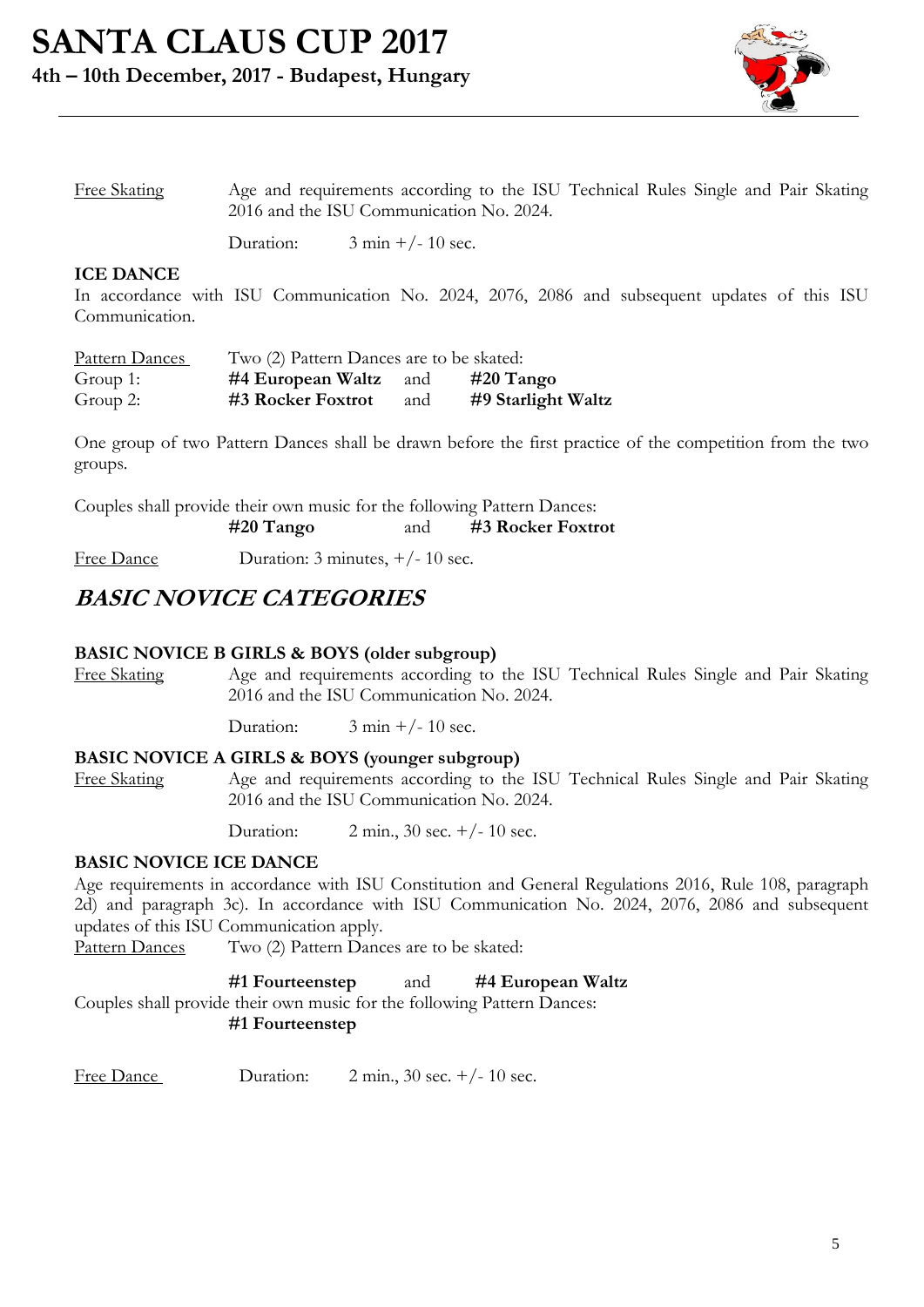Free Skating — Age and requirements according to the ISU Technical Rules Single and Pair Skating 2016 and the ISU Communication No. 2024.

Duration: 3 min +/- 10 sec.

**ICE DANCE**

In accordance with ISU Communication No. 2024, 2076, 2086 and subsequent updates of this ISU Communication.

| Pattern Dances | Two (2) Pattern Dances are to be skated: | | |
|---|---|---|---|
| Group 1: | **#4 European Waltz** | and | **#20 Tango** |
| Group 2: | **#3 Rocker Foxtrot** | and | **#9 Starlight Waltz** |

One group of two Pattern Dances shall be drawn before the first practice of the competition from the two groups.

Couples shall provide their own music for the following Pattern Dances:
**#20 Tango** and **#3 Rocker Foxtrot**

Free Dance — Duration: 3 minutes, +/- 10 sec.

## *BASIC NOVICE CATEGORIES*

**BASIC NOVICE B GIRLS & BOYS (older subgroup)**

Free Skating — Age and requirements according to the ISU Technical Rules Single and Pair Skating 2016 and the ISU Communication No. 2024.

Duration: 3 min +/- 10 sec.

**BASIC NOVICE A GIRLS & BOYS (younger subgroup)**

Free Skating — Age and requirements according to the ISU Technical Rules Single and Pair Skating 2016 and the ISU Communication No. 2024.

Duration: 2 min., 30 sec. +/- 10 sec.

**BASIC NOVICE ICE DANCE**

Age requirements in accordance with ISU Constitution and General Regulations 2016, Rule 108, paragraph 2d) and paragraph 3c). In accordance with ISU Communication No. 2024, 2076, 2086 and subsequent updates of this ISU Communication apply.

Pattern Dances — Two (2) Pattern Dances are to be skated:

**#1 Fourteenstep** and **#4 European Waltz**

Couples shall provide their own music for the following Pattern Dances:
**#1 Fourteenstep**

Free Dance — Duration: 2 min., 30 sec. +/- 10 sec.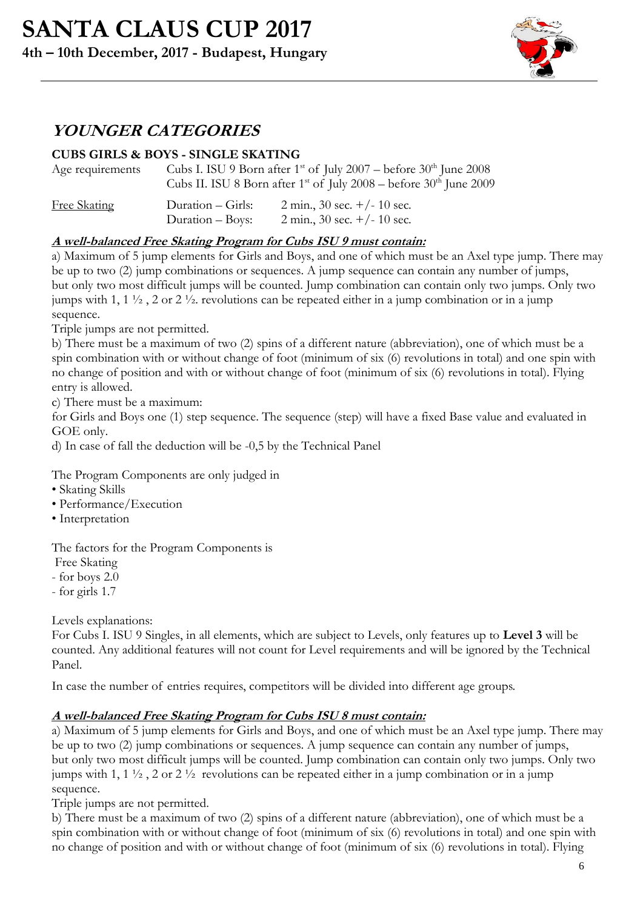## YOUNGER CATEGORIES

### CUBS GIRLS & BOYS - SINGLE SKATING

| | | |
|---|---|---|
| Age requirements | Cubs I. ISU 9 Born after 1st of July 2007 – before 30th June 2008 | |
| | Cubs II. ISU 8 Born after 1st of July 2008 – before 30th June 2009 | |
| Free Skating | Duration – Girls: | 2 min., 30 sec. +/- 10 sec. |
| | Duration – Boys: | 2 min., 30 sec. +/- 10 sec. |

***A well-balanced Free Skating Program for Cubs ISU 9 must contain:***

a) Maximum of 5 jump elements for Girls and Boys, and one of which must be an Axel type jump. There may be up to two (2) jump combinations or sequences. A jump sequence can contain any number of jumps, but only two most difficult jumps will be counted. Jump combination can contain only two jumps. Only two jumps with 1, 1 ½ , 2 or 2 ½. revolutions can be repeated either in a jump combination or in a jump sequence.

Triple jumps are not permitted.

b) There must be a maximum of two (2) spins of a different nature (abbreviation), one of which must be a spin combination with or without change of foot (minimum of six (6) revolutions in total) and one spin with no change of position and with or without change of foot (minimum of six (6) revolutions in total). Flying entry is allowed.

c) There must be a maximum:

for Girls and Boys one (1) step sequence. The sequence (step) will have a fixed Base value and evaluated in GOE only.

d) In case of fall the deduction will be -0,5 by the Technical Panel

The Program Components are only judged in

- Skating Skills
- Performance/Execution
- Interpretation

The factors for the Program Components is

Free Skating

- for boys 2.0
- for girls 1.7

Levels explanations:

For Cubs I. ISU 9 Singles, in all elements, which are subject to Levels, only features up to **Level 3** will be counted. Any additional features will not count for Level requirements and will be ignored by the Technical Panel.

In case the number of entries requires, competitors will be divided into different age groups.

***A well-balanced Free Skating Program for Cubs ISU 8 must contain:***

a) Maximum of 5 jump elements for Girls and Boys, and one of which must be an Axel type jump. There may be up to two (2) jump combinations or sequences. A jump sequence can contain any number of jumps, but only two most difficult jumps will be counted. Jump combination can contain only two jumps. Only two jumps with 1, 1 ½ , 2 or 2 ½ revolutions can be repeated either in a jump combination or in a jump sequence.

Triple jumps are not permitted.

b) There must be a maximum of two (2) spins of a different nature (abbreviation), one of which must be a spin combination with or without change of foot (minimum of six (6) revolutions in total) and one spin with no change of position and with or without change of foot (minimum of six (6) revolutions in total). Flying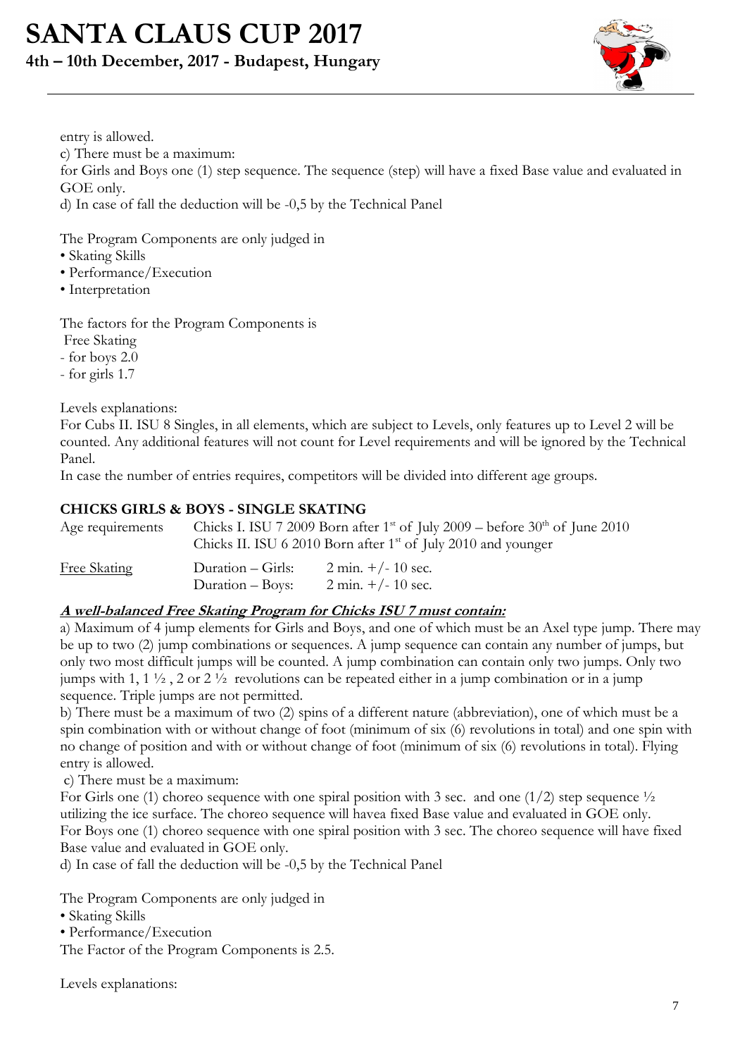entry is allowed.

c) There must be a maximum:

for Girls and Boys one (1) step sequence. The sequence (step) will have a fixed Base value and evaluated in GOE only.

d) In case of fall the deduction will be -0,5 by the Technical Panel

The Program Components are only judged in

- Skating Skills
- Performance/Execution
- Interpretation

The factors for the Program Components is

Free Skating

- for boys 2.0
- for girls 1.7

Levels explanations:

For Cubs II. ISU 8 Singles, in all elements, which are subject to Levels, only features up to Level 2 will be counted. Any additional features will not count for Level requirements and will be ignored by the Technical Panel.

In case the number of entries requires, competitors will be divided into different age groups.

### CHICKS GIRLS & BOYS - SINGLE SKATING

| | | |
|---|---|---|
| Age requirements | Chicks I. ISU 7 2009 Born after 1st of July 2009 – before 30th of June 2010 | |
| | Chicks II. ISU 6 2010 Born after 1st of July 2010 and younger | |
| Free Skating | Duration – Girls: | 2 min. +/- 10 sec. |
| | Duration – Boys: | 2 min. +/- 10 sec. |

***A well-balanced Free Skating Program for Chicks ISU 7 must contain:***

a) Maximum of 4 jump elements for Girls and Boys, and one of which must be an Axel type jump. There may be up to two (2) jump combinations or sequences. A jump sequence can contain any number of jumps, but only two most difficult jumps will be counted. A jump combination can contain only two jumps. Only two jumps with 1, 1 ½ , 2 or 2 ½ revolutions can be repeated either in a jump combination or in a jump sequence. Triple jumps are not permitted.

b) There must be a maximum of two (2) spins of a different nature (abbreviation), one of which must be a spin combination with or without change of foot (minimum of six (6) revolutions in total) and one spin with no change of position and with or without change of foot (minimum of six (6) revolutions in total). Flying entry is allowed.

c) There must be a maximum:

For Girls one (1) choreo sequence with one spiral position with 3 sec. and one (1/2) step sequence ½ utilizing the ice surface. The choreo sequence will havea fixed Base value and evaluated in GOE only.

For Boys one (1) choreo sequence with one spiral position with 3 sec. The choreo sequence will have fixed Base value and evaluated in GOE only.

d) In case of fall the deduction will be -0,5 by the Technical Panel

The Program Components are only judged in

- Skating Skills
- Performance/Execution

The Factor of the Program Components is 2.5.

Levels explanations: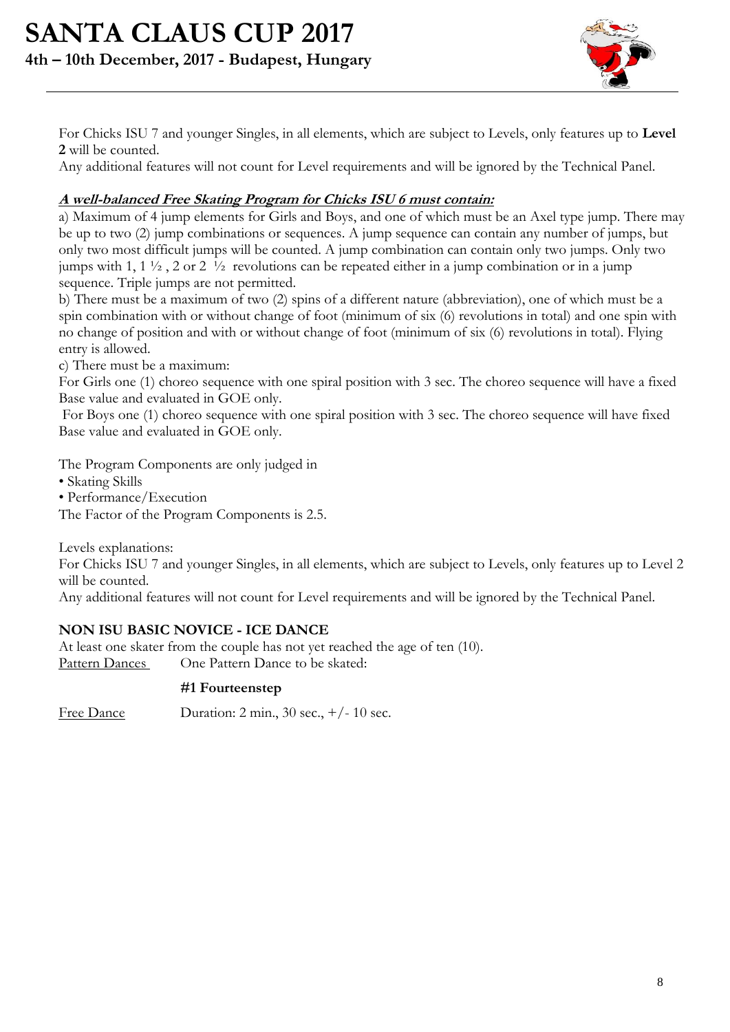For Chicks ISU 7 and younger Singles, in all elements, which are subject to Levels, only features up to **Level 2** will be counted.

Any additional features will not count for Level requirements and will be ignored by the Technical Panel.

***A well-balanced Free Skating Program for Chicks ISU 6 must contain:***

a) Maximum of 4 jump elements for Girls and Boys, and one of which must be an Axel type jump. There may be up to two (2) jump combinations or sequences. A jump sequence can contain any number of jumps, but only two most difficult jumps will be counted. A jump combination can contain only two jumps. Only two jumps with 1, 1 ½ , 2 or 2 ½ revolutions can be repeated either in a jump combination or in a jump sequence. Triple jumps are not permitted.

b) There must be a maximum of two (2) spins of a different nature (abbreviation), one of which must be a spin combination with or without change of foot (minimum of six (6) revolutions in total) and one spin with no change of position and with or without change of foot (minimum of six (6) revolutions in total). Flying entry is allowed.

c) There must be a maximum:

For Girls one (1) choreo sequence with one spiral position with 3 sec. The choreo sequence will have a fixed Base value and evaluated in GOE only.

For Boys one (1) choreo sequence with one spiral position with 3 sec. The choreo sequence will have fixed Base value and evaluated in GOE only.

The Program Components are only judged in

- Skating Skills
- Performance/Execution

The Factor of the Program Components is 2.5.

Levels explanations:

For Chicks ISU 7 and younger Singles, in all elements, which are subject to Levels, only features up to Level 2 will be counted.

Any additional features will not count for Level requirements and will be ignored by the Technical Panel.

**NON ISU BASIC NOVICE - ICE DANCE**

At least one skater from the couple has not yet reached the age of ten (10).

Pattern Dances One Pattern Dance to be skated:

**#1 Fourteenstep**

Free Dance Duration: 2 min., 30 sec., +/- 10 sec.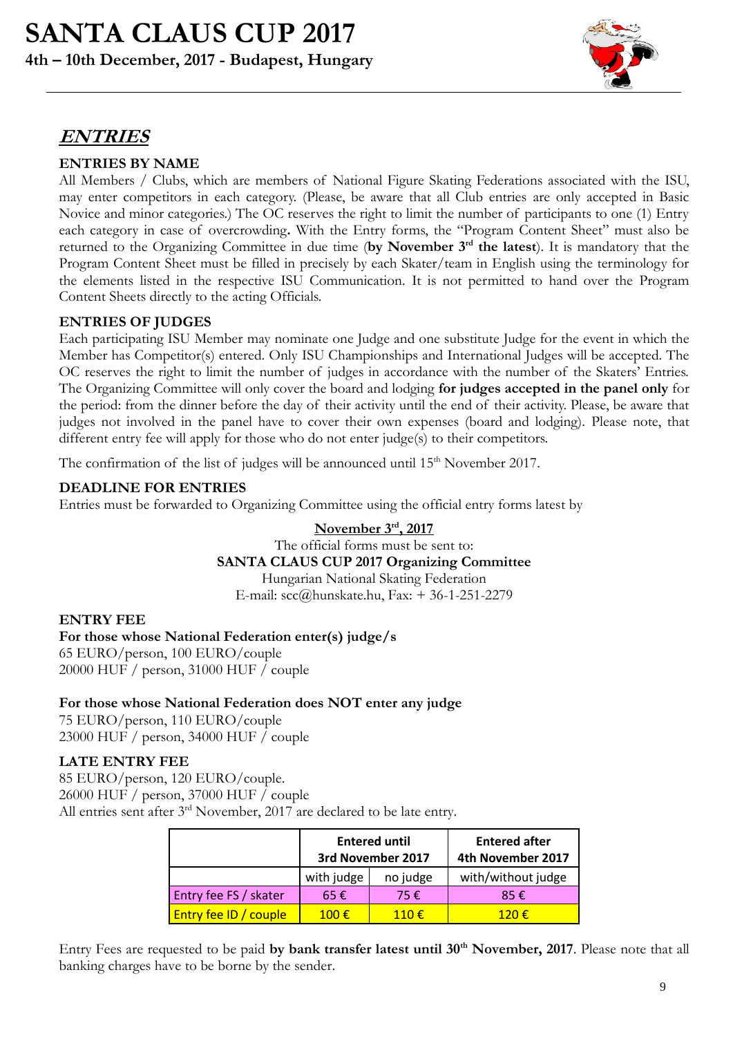## ENTRIES

### ENTRIES BY NAME

All Members / Clubs, which are members of National Figure Skating Federations associated with the ISU, may enter competitors in each category. (Please, be aware that all Club entries are only accepted in Basic Novice and minor categories.) The OC reserves the right to limit the number of participants to one (1) Entry each category in case of overcrowding**.** With the Entry forms, the "Program Content Sheet" must also be returned to the Organizing Committee in due time (**by November 3rd the latest**). It is mandatory that the Program Content Sheet must be filled in precisely by each Skater/team in English using the terminology for the elements listed in the respective ISU Communication. It is not permitted to hand over the Program Content Sheets directly to the acting Officials.

### ENTRIES OF JUDGES

Each participating ISU Member may nominate one Judge and one substitute Judge for the event in which the Member has Competitor(s) entered. Only ISU Championships and International Judges will be accepted. The OC reserves the right to limit the number of judges in accordance with the number of the Skaters' Entries. The Organizing Committee will only cover the board and lodging **for judges accepted in the panel only** for the period: from the dinner before the day of their activity until the end of their activity. Please, be aware that judges not involved in the panel have to cover their own expenses (board and lodging). Please note, that different entry fee will apply for those who do not enter judge(s) to their competitors.

The confirmation of the list of judges will be announced until 15th November 2017.

### DEADLINE FOR ENTRIES

Entries must be forwarded to Organizing Committee using the official entry forms latest by

**November 3rd, 2017**

The official forms must be sent to:

**SANTA CLAUS CUP 2017 Organizing Committee**

Hungarian National Skating Federation

E-mail: scc@hunskate.hu, Fax: + 36-1-251-2279

### ENTRY FEE

**For those whose National Federation enter(s) judge/s**

65 EURO/person, 100 EURO/couple
20000 HUF / person, 31000 HUF / couple

**For those whose National Federation does NOT enter any judge**

75 EURO/person, 110 EURO/couple
23000 HUF / person, 34000 HUF / couple

### LATE ENTRY FEE

85 EURO/person, 120 EURO/couple.
26000 HUF / person, 37000 HUF / couple
All entries sent after 3rd November, 2017 are declared to be late entry.

| | Entered until 3rd November 2017 | | Entered after 4th November 2017 |
|---|---|---|---|
| | with judge | no judge | with/without judge |
| Entry fee FS / skater | 65 € | 75 € | 85 € |
| Entry fee ID / couple | 100 € | 110 € | 120 € |

Entry Fees are requested to be paid **by bank transfer latest until 30th November, 2017**. Please note that all banking charges have to be borne by the sender.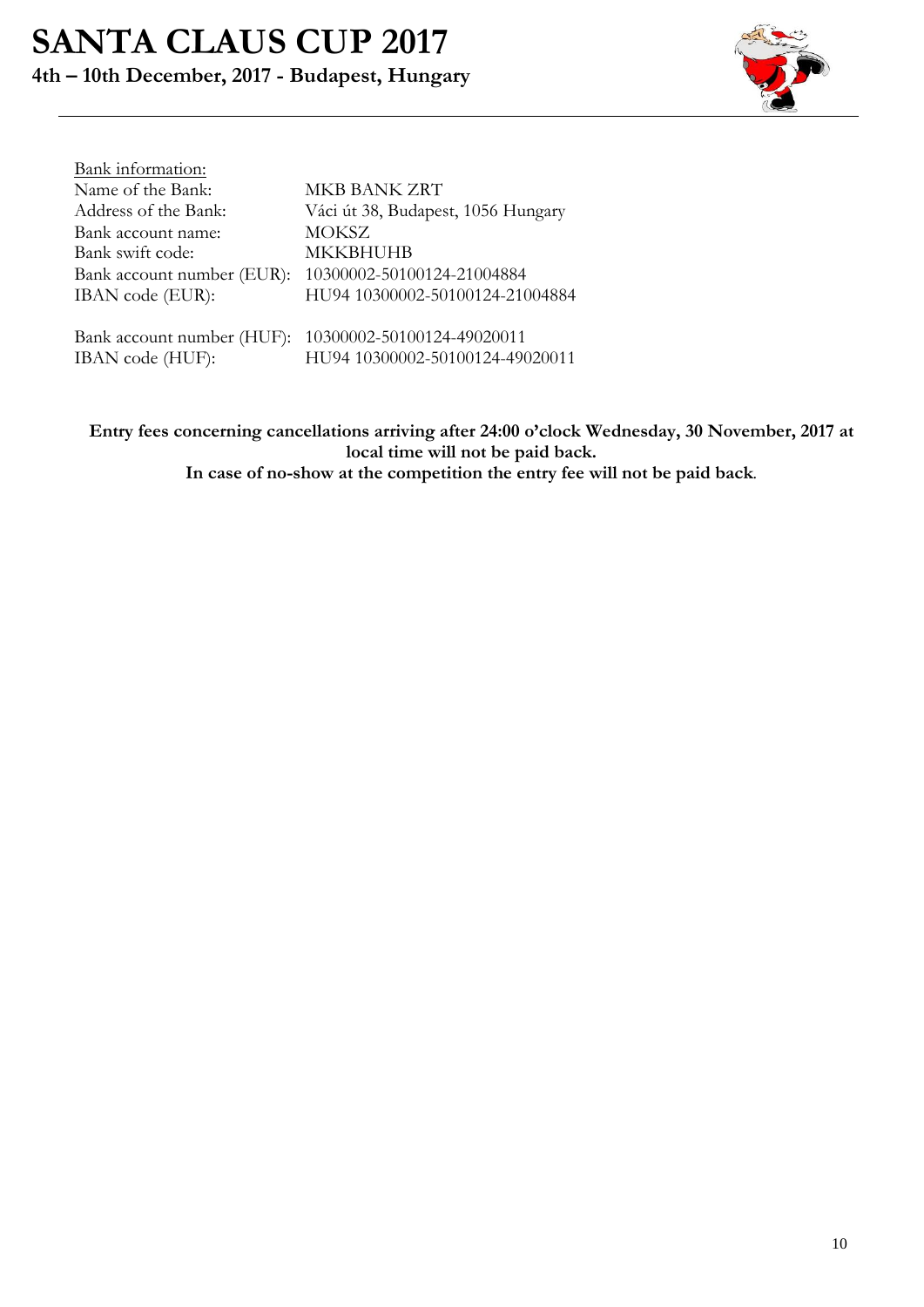Bank information:

| | |
|---|---|
| Name of the Bank: | MKB BANK ZRT |
| Address of the Bank: | Váci út 38, Budapest, 1056 Hungary |
| Bank account name: | MOKSZ |
| Bank swift code: | MKKBHUHB |
| Bank account number (EUR): | 10300002-50100124-21004884 |
| IBAN code (EUR): | HU94 10300002-50100124-21004884 |
| Bank account number (HUF): | 10300002-50100124-49020011 |
| IBAN code (HUF): | HU94 10300002-50100124-49020011 |

**Entry fees concerning cancellations arriving after 24:00 o'clock Wednesday, 30 November, 2017 at local time will not be paid back.**

**In case of no-show at the competition the entry fee will not be paid back**.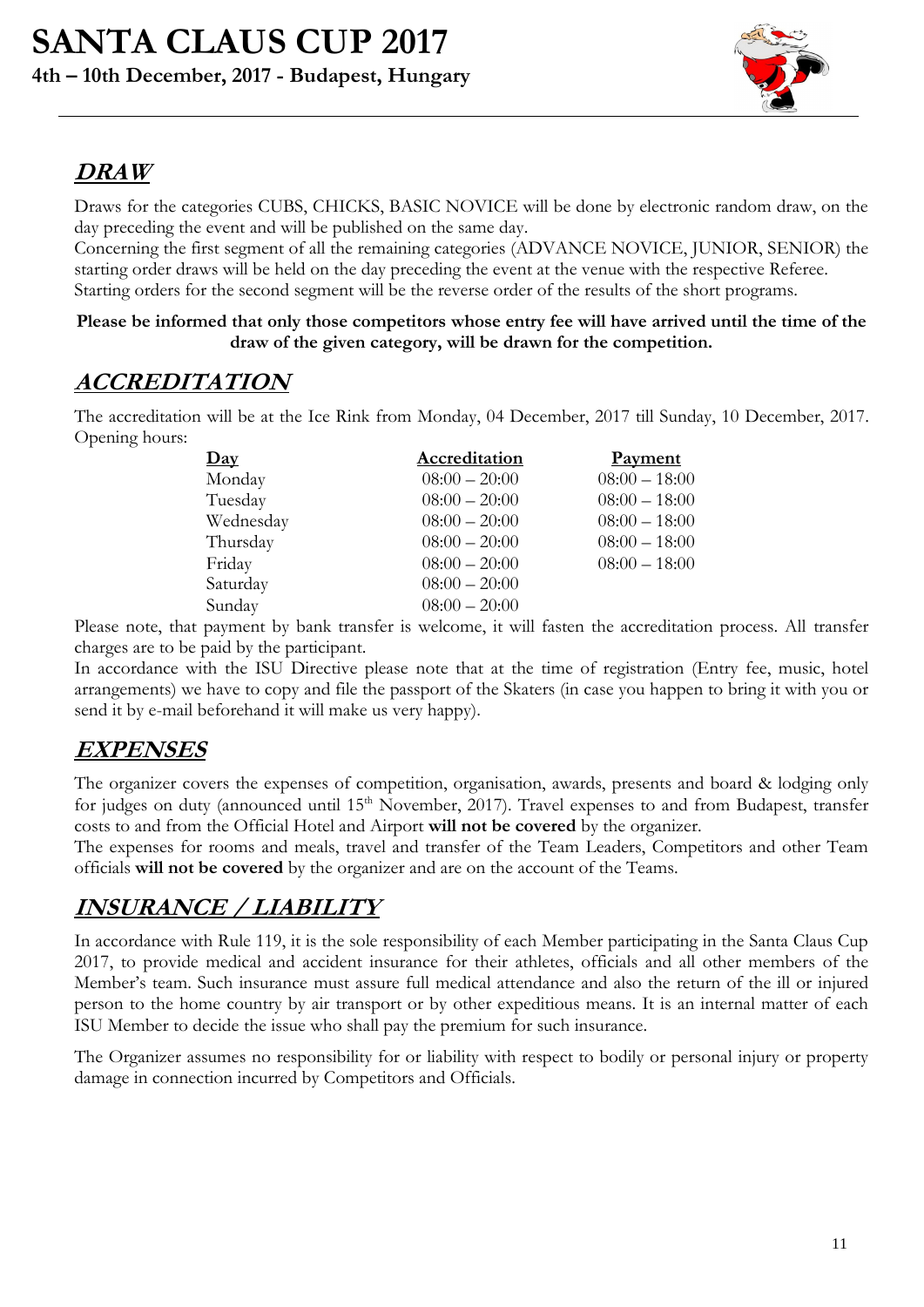## DRAW

Draws for the categories CUBS, CHICKS, BASIC NOVICE will be done by electronic random draw, on the day preceding the event and will be published on the same day.

Concerning the first segment of all the remaining categories (ADVANCE NOVICE, JUNIOR, SENIOR) the starting order draws will be held on the day preceding the event at the venue with the respective Referee.

Starting orders for the second segment will be the reverse order of the results of the short programs.

**Please be informed that only those competitors whose entry fee will have arrived until the time of the draw of the given category, will be drawn for the competition.**

## ACCREDITATION

The accreditation will be at the Ice Rink from Monday, 04 December, 2017 till Sunday, 10 December, 2017. Opening hours:

| Day | Accreditation | Payment |
|---|---|---|
| Monday | 08:00 – 20:00 | 08:00 – 18:00 |
| Tuesday | 08:00 – 20:00 | 08:00 – 18:00 |
| Wednesday | 08:00 – 20:00 | 08:00 – 18:00 |
| Thursday | 08:00 – 20:00 | 08:00 – 18:00 |
| Friday | 08:00 – 20:00 | 08:00 – 18:00 |
| Saturday | 08:00 – 20:00 | |
| Sunday | 08:00 – 20:00 | |

Please note, that payment by bank transfer is welcome, it will fasten the accreditation process. All transfer charges are to be paid by the participant.

In accordance with the ISU Directive please note that at the time of registration (Entry fee, music, hotel arrangements) we have to copy and file the passport of the Skaters (in case you happen to bring it with you or send it by e-mail beforehand it will make us very happy).

## EXPENSES

The organizer covers the expenses of competition, organisation, awards, presents and board & lodging only for judges on duty (announced until 15th November, 2017). Travel expenses to and from Budapest, transfer costs to and from the Official Hotel and Airport **will not be covered** by the organizer.

The expenses for rooms and meals, travel and transfer of the Team Leaders, Competitors and other Team officials **will not be covered** by the organizer and are on the account of the Teams.

## INSURANCE / LIABILITY

In accordance with Rule 119, it is the sole responsibility of each Member participating in the Santa Claus Cup 2017, to provide medical and accident insurance for their athletes, officials and all other members of the Member's team. Such insurance must assure full medical attendance and also the return of the ill or injured person to the home country by air transport or by other expeditious means. It is an internal matter of each ISU Member to decide the issue who shall pay the premium for such insurance.

The Organizer assumes no responsibility for or liability with respect to bodily or personal injury or property damage in connection incurred by Competitors and Officials.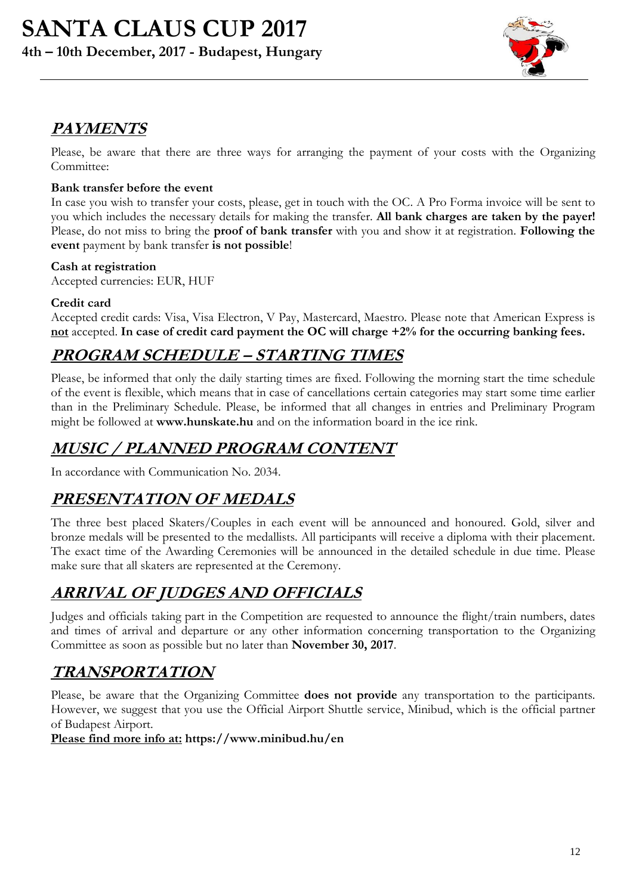## PAYMENTS

Please, be aware that there are three ways for arranging the payment of your costs with the Organizing Committee:

**Bank transfer before the event**

In case you wish to transfer your costs, please, get in touch with the OC. A Pro Forma invoice will be sent to you which includes the necessary details for making the transfer. **All bank charges are taken by the payer!** Please, do not miss to bring the **proof of bank transfer** with you and show it at registration. **Following the event** payment by bank transfer **is not possible**!

**Cash at registration**

Accepted currencies: EUR, HUF

**Credit card**

Accepted credit cards: Visa, Visa Electron, V Pay, Mastercard, Maestro. Please note that American Express is **not** accepted. **In case of credit card payment the OC will charge +2% for the occurring banking fees.**

## PROGRAM SCHEDULE – STARTING TIMES

Please, be informed that only the daily starting times are fixed. Following the morning start the time schedule of the event is flexible, which means that in case of cancellations certain categories may start some time earlier than in the Preliminary Schedule. Please, be informed that all changes in entries and Preliminary Program might be followed at **www.hunskate.hu** and on the information board in the ice rink.

## MUSIC / PLANNED PROGRAM CONTENT

In accordance with Communication No. 2034.

## PRESENTATION OF MEDALS

The three best placed Skaters/Couples in each event will be announced and honoured. Gold, silver and bronze medals will be presented to the medallists. All participants will receive a diploma with their placement. The exact time of the Awarding Ceremonies will be announced in the detailed schedule in due time. Please make sure that all skaters are represented at the Ceremony.

## ARRIVAL OF JUDGES AND OFFICIALS

Judges and officials taking part in the Competition are requested to announce the flight/train numbers, dates and times of arrival and departure or any other information concerning transportation to the Organizing Committee as soon as possible but no later than **November 30, 2017**.

## TRANSPORTATION

Please, be aware that the Organizing Committee **does not provide** any transportation to the participants. However, we suggest that you use the Official Airport Shuttle service, Minibud, which is the official partner of Budapest Airport.

**Please find more info at: https://www.minibud.hu/en**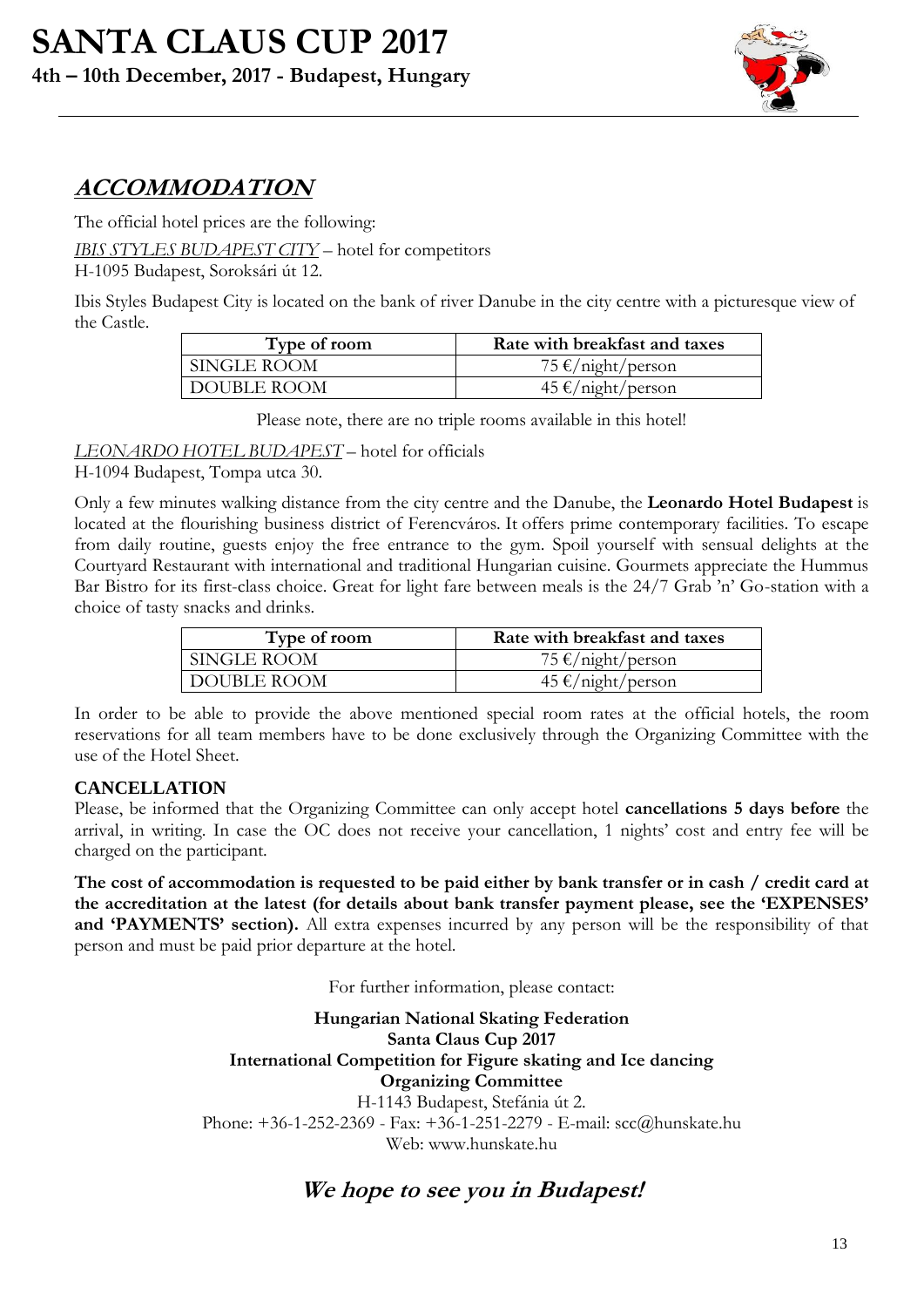## ***ACCOMMODATION***

The official hotel prices are the following:

*IBIS STYLES BUDAPEST CITY* – hotel for competitors
H-1095 Budapest, Soroksári út 12.

Ibis Styles Budapest City is located on the bank of river Danube in the city centre with a picturesque view of the Castle.

| Type of room | Rate with breakfast and taxes |
|---|---|
| SINGLE ROOM | 75 €/night/person |
| DOUBLE ROOM | 45 €/night/person |

Please note, there are no triple rooms available in this hotel!

*LEONARDO HOTEL BUDAPEST* – hotel for officials
H-1094 Budapest, Tompa utca 30.

Only a few minutes walking distance from the city centre and the Danube, the **Leonardo Hotel Budapest** is located at the flourishing business district of Ferencváros. It offers prime contemporary facilities. To escape from daily routine, guests enjoy the free entrance to the gym. Spoil yourself with sensual delights at the Courtyard Restaurant with international and traditional Hungarian cuisine. Gourmets appreciate the Hummus Bar Bistro for its first-class choice. Great for light fare between meals is the 24/7 Grab 'n' Go-station with a choice of tasty snacks and drinks.

| Type of room | Rate with breakfast and taxes |
|---|---|
| SINGLE ROOM | 75 €/night/person |
| DOUBLE ROOM | 45 €/night/person |

In order to be able to provide the above mentioned special room rates at the official hotels, the room reservations for all team members have to be done exclusively through the Organizing Committee with the use of the Hotel Sheet.

**CANCELLATION**

Please, be informed that the Organizing Committee can only accept hotel **cancellations 5 days before** the arrival, in writing. In case the OC does not receive your cancellation, 1 nights' cost and entry fee will be charged on the participant.

**The cost of accommodation is requested to be paid either by bank transfer or in cash / credit card at the accreditation at the latest (for details about bank transfer payment please, see the 'EXPENSES' and 'PAYMENTS' section).** All extra expenses incurred by any person will be the responsibility of that person and must be paid prior departure at the hotel.

For further information, please contact:

**Hungarian National Skating Federation**
**Santa Claus Cup 2017**
**International Competition for Figure skating and Ice dancing**
**Organizing Committee**
H-1143 Budapest, Stefánia út 2.
Phone: +36-1-252-2369 - Fax: +36-1-251-2279 - E-mail: scc@hunskate.hu
Web: www.hunskate.hu

## ***We hope to see you in Budapest!***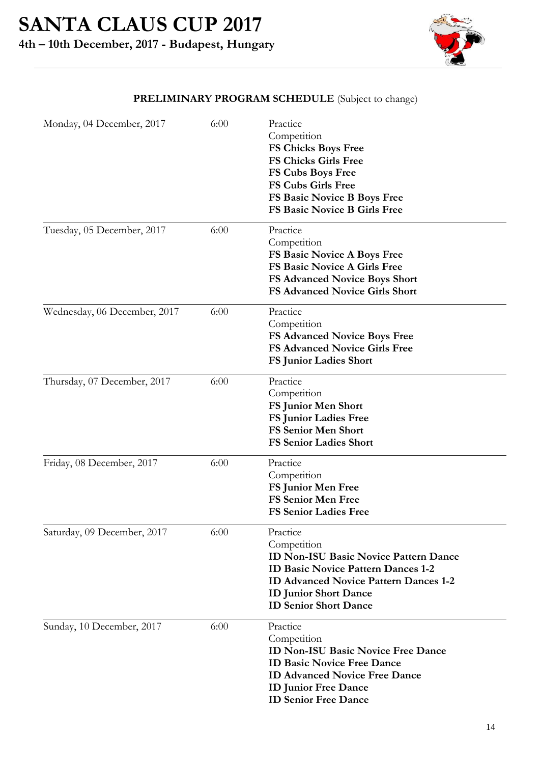# SANTA CLAUS CUP 2017

**4th – 10th December, 2017 - Budapest, Hungary**

**PRELIMINARY PROGRAM SCHEDULE** (Subject to change)

| Date | Time | Event |
|---|---|---|
| Monday, 04 December, 2017 | 6:00 | Practice<br>Competition<br>**FS Chicks Boys Free**<br>**FS Chicks Girls Free**<br>**FS Cubs Boys Free**<br>**FS Cubs Girls Free**<br>**FS Basic Novice B Boys Free**<br>**FS Basic Novice B Girls Free** |
| Tuesday, 05 December, 2017 | 6:00 | Practice<br>Competition<br>**FS Basic Novice A Boys Free**<br>**FS Basic Novice A Girls Free**<br>**FS Advanced Novice Boys Short**<br>**FS Advanced Novice Girls Short** |
| Wednesday, 06 December, 2017 | 6:00 | Practice<br>Competition<br>**FS Advanced Novice Boys Free**<br>**FS Advanced Novice Girls Free**<br>**FS Junior Ladies Short** |
| Thursday, 07 December, 2017 | 6:00 | Practice<br>Competition<br>**FS Junior Men Short**<br>**FS Junior Ladies Free**<br>**FS Senior Men Short**<br>**FS Senior Ladies Short** |
| Friday, 08 December, 2017 | 6:00 | Practice<br>Competition<br>**FS Junior Men Free**<br>**FS Senior Men Free**<br>**FS Senior Ladies Free** |
| Saturday, 09 December, 2017 | 6:00 | Practice<br>Competition<br>**ID Non-ISU Basic Novice Pattern Dance**<br>**ID Basic Novice Pattern Dances 1-2**<br>**ID Advanced Novice Pattern Dances 1-2**<br>**ID Junior Short Dance**<br>**ID Senior Short Dance** |
| Sunday, 10 December, 2017 | 6:00 | Practice<br>Competition<br>**ID Non-ISU Basic Novice Free Dance**<br>**ID Basic Novice Free Dance**<br>**ID Advanced Novice Free Dance**<br>**ID Junior Free Dance**<br>**ID Senior Free Dance** |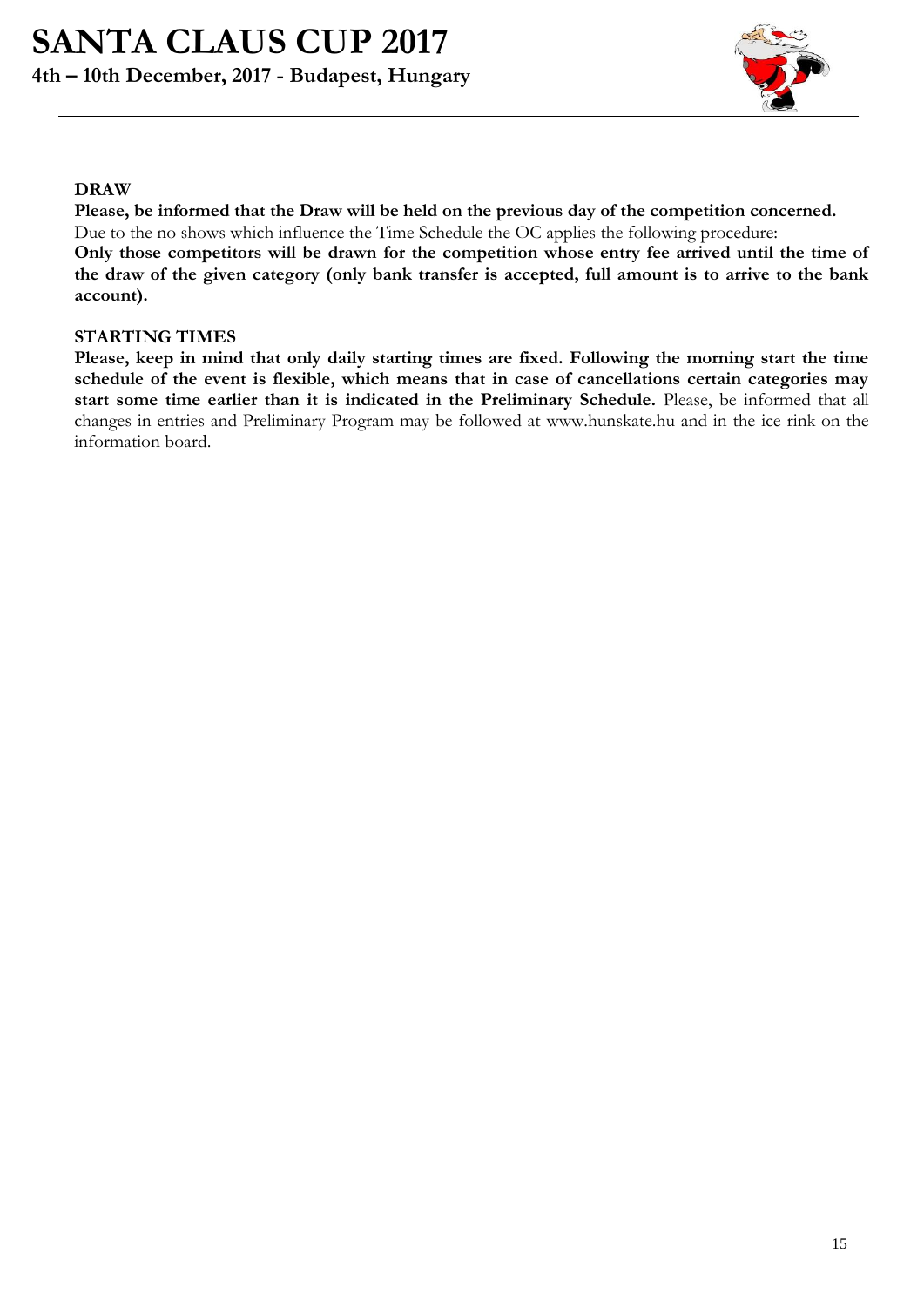### DRAW

**Please, be informed that the Draw will be held on the previous day of the competition concerned.**
Due to the no shows which influence the Time Schedule the OC applies the following procedure:
**Only those competitors will be drawn for the competition whose entry fee arrived until the time of the draw of the given category (only bank transfer is accepted, full amount is to arrive to the bank account).**

### STARTING TIMES

**Please, keep in mind that only daily starting times are fixed. Following the morning start the time schedule of the event is flexible, which means that in case of cancellations certain categories may start some time earlier than it is indicated in the Preliminary Schedule.** Please, be informed that all changes in entries and Preliminary Program may be followed at www.hunskate.hu and in the ice rink on the information board.